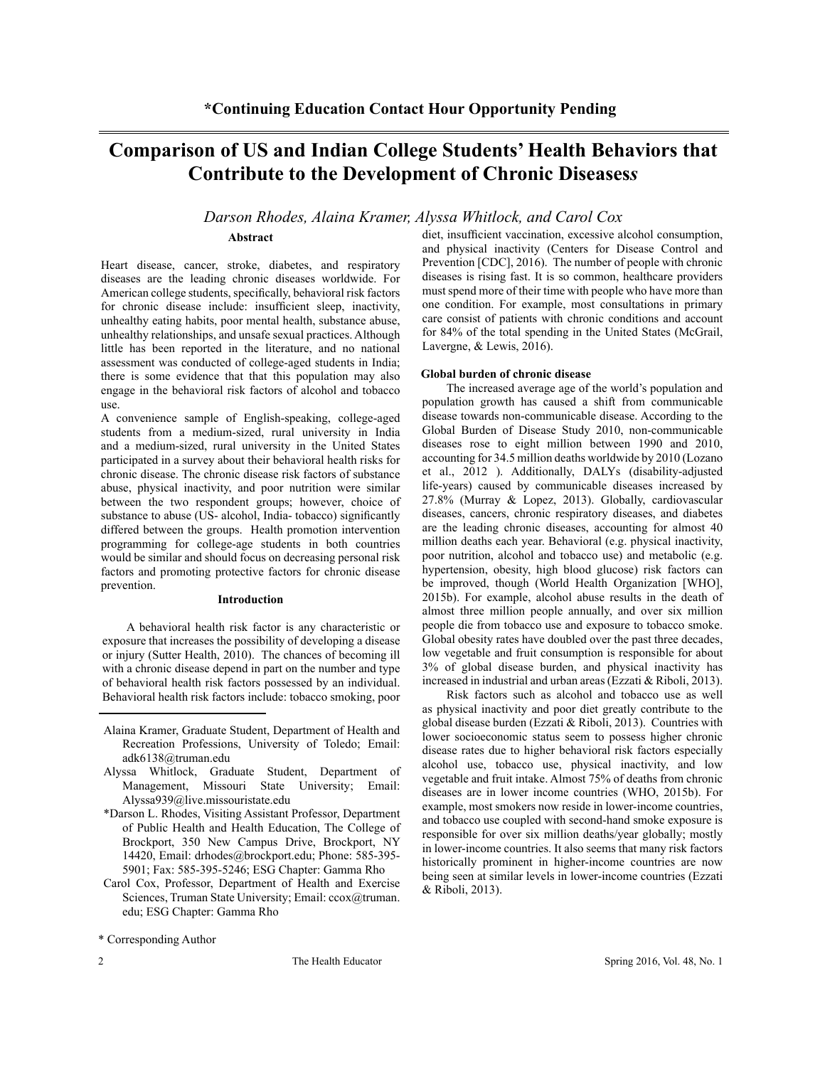**\*Continuing Education Contact Hour Opportunity Pending**

# Comparison of US and Indian College Students' Health Behaviors that Contribute to the Development of Chronic Diseasess

*Darson Rhodes, Alaina Kramer, Alyssa Whitlock, and Carol Cox*

## Abstract

Heart disease, cancer, stroke, diabetes, and respiratory diseases are the leading chronic diseases worldwide. For American college students, specifically, behavioral risk factors for chronic disease include: insufficient sleep, inactivity, unhealthy eating habits, poor mental health, substance abuse, unhealthy relationships, and unsafe sexual practices. Although little has been reported in the literature, and no national assessment was conducted of college-aged students in India; there is some evidence that that this population may also engage in the behavioral risk factors of alcohol and tobacco use.

A convenience sample of English-speaking, college-aged students from a medium-sized, rural university in India and a medium-sized, rural university in the United States participated in a survey about their behavioral health risks for chronic disease. The chronic disease risk factors of substance abuse, physical inactivity, and poor nutrition were similar between the two respondent groups; however, choice of substance to abuse (US- alcohol, India- tobacco) significantly differed between the groups. Health promotion intervention programming for college-age students in both countries would be similar and should focus on decreasing personal risk factors and promoting protective factors for chronic disease prevention.

## Introduction

A behavioral health risk factor is any characteristic or exposure that increases the possibility of developing a disease or injury (Sutter Health, 2010). The chances of becoming ill with a chronic disease depend in part on the number and type of behavioral health risk factors possessed by an individual. Behavioral health risk factors include: tobacco smoking, poor diet, insufficient vaccination, excessive alcohol consumption, and physical inactivity (Centers for Disease Control and Prevention [CDC], 2016). The number of people with chronic diseases is rising fast. It is so common, healthcare providers must spend more of their time with people who have more than one condition. For example, most consultations in primary care consist of patients with chronic conditions and account for 84% of the total spending in the United States (McGrail, Lavergne, & Lewis, 2016).

### Global burden of chronic disease

The increased average age of the world's population and population growth has caused a shift from communicable disease towards non-communicable disease. According to the Global Burden of Disease Study 2010, non-communicable diseases rose to eight million between 1990 and 2010, accounting for 34.5 million deaths worldwide by 2010 (Lozano et al., 2012 ). Additionally, DALYs (disability-adjusted life-years) caused by communicable diseases increased by 27.8% (Murray & Lopez, 2013). Globally, cardiovascular diseases, cancers, chronic respiratory diseases, and diabetes are the leading chronic diseases, accounting for almost 40 million deaths each year. Behavioral (e.g. physical inactivity, poor nutrition, alcohol and tobacco use) and metabolic (e.g. hypertension, obesity, high blood glucose) risk factors can be improved, though (World Health Organization [WHO], 2015b). For example, alcohol abuse results in the death of almost three million people annually, and over six million people die from tobacco use and exposure to tobacco smoke. Global obesity rates have doubled over the past three decades, low vegetable and fruit consumption is responsible for about 3% of global disease burden, and physical inactivity has increased in industrial and urban areas (Ezzati & Riboli, 2013).

Risk factors such as alcohol and tobacco use as well as physical inactivity and poor diet greatly contribute to the global disease burden (Ezzati & Riboli, 2013). Countries with lower socioeconomic status seem to possess higher chronic disease rates due to higher behavioral risk factors especially alcohol use, tobacco use, physical inactivity, and low vegetable and fruit intake. Almost 75% of deaths from chronic diseases are in lower income countries (WHO, 2015b). For example, most smokers now reside in lower-income countries, and tobacco use coupled with second-hand smoke exposure is responsible for over six million deaths/year globally; mostly in lower-income countries. It also seems that many risk factors historically prominent in higher-income countries are now being seen at similar levels in lower-income countries (Ezzati & Riboli, 2013).

---

Alaina Kramer, Graduate Student, Department of Health and Recreation Professions, University of Toledo; Email: adk6138@truman.edu

Alyssa Whitlock, Graduate Student, Department of Management, Missouri State University; Email: Alyssa939@live.missouristate.edu

\*Darson L. Rhodes, Visiting Assistant Professor, Department of Public Health and Health Education, The College of Brockport, 350 New Campus Drive, Brockport, NY 14420, Email: drhodes@brockport.edu; Phone: 585-395-5901; Fax: 585-395-5246; ESG Chapter: Gamma Rho

Carol Cox, Professor, Department of Health and Exercise Sciences, Truman State University; Email: ccox@truman.edu; ESG Chapter: Gamma Rho

\* Corresponding Author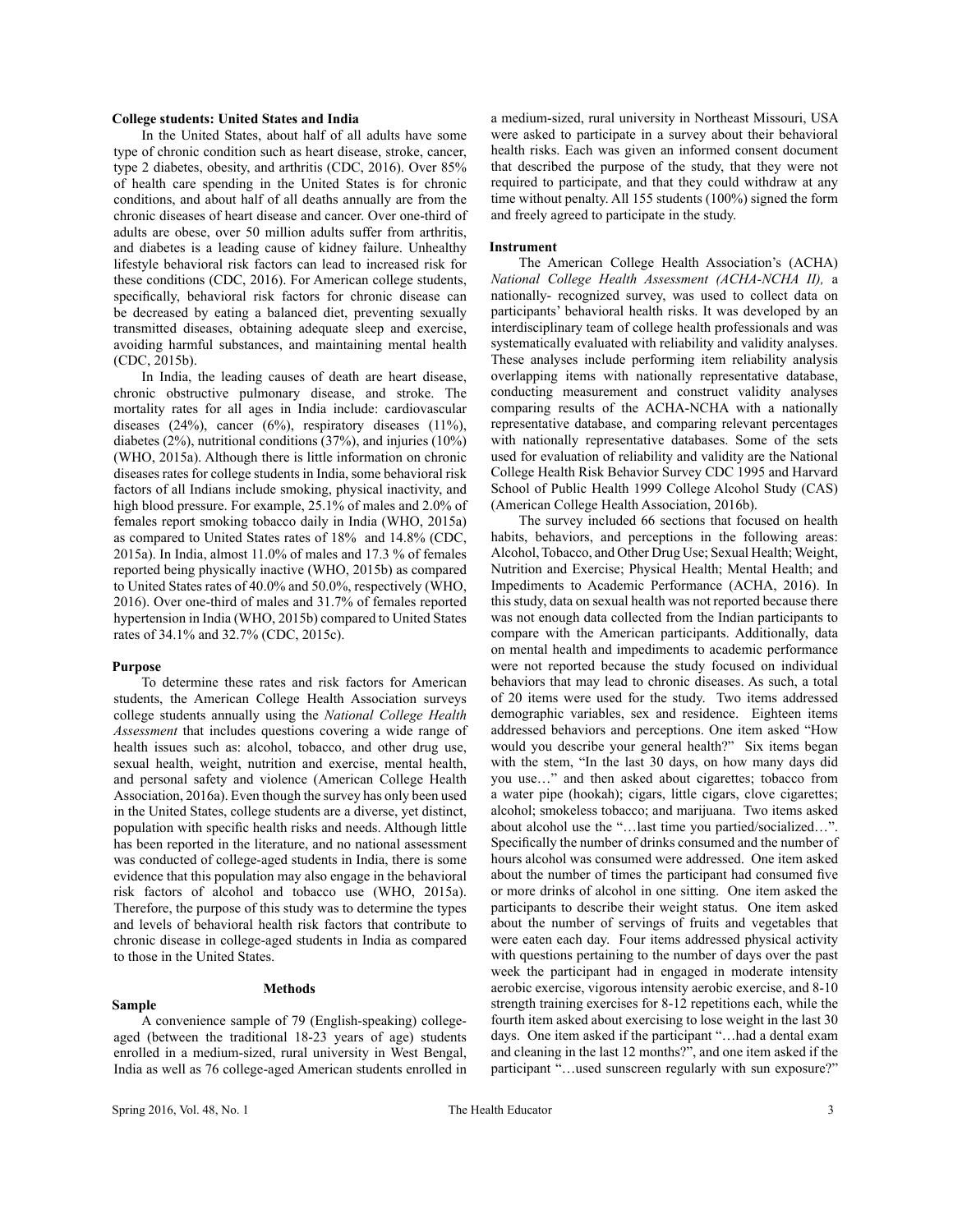### College students: United States and India

In the United States, about half of all adults have some type of chronic condition such as heart disease, stroke, cancer, type 2 diabetes, obesity, and arthritis (CDC, 2016). Over 85% of health care spending in the United States is for chronic conditions, and about half of all deaths annually are from the chronic diseases of heart disease and cancer. Over one-third of adults are obese, over 50 million adults suffer from arthritis, and diabetes is a leading cause of kidney failure. Unhealthy lifestyle behavioral risk factors can lead to increased risk for these conditions (CDC, 2016). For American college students, specifically, behavioral risk factors for chronic disease can be decreased by eating a balanced diet, preventing sexually transmitted diseases, obtaining adequate sleep and exercise, avoiding harmful substances, and maintaining mental health (CDC, 2015b).

In India, the leading causes of death are heart disease, chronic obstructive pulmonary disease, and stroke. The mortality rates for all ages in India include: cardiovascular diseases (24%), cancer (6%), respiratory diseases (11%), diabetes (2%), nutritional conditions (37%), and injuries (10%) (WHO, 2015a). Although there is little information on chronic diseases rates for college students in India, some behavioral risk factors of all Indians include smoking, physical inactivity, and high blood pressure. For example, 25.1% of males and 2.0% of females report smoking tobacco daily in India (WHO, 2015a) as compared to United States rates of 18% and 14.8% (CDC, 2015a). In India, almost 11.0% of males and 17.3 % of females reported being physically inactive (WHO, 2015b) as compared to United States rates of 40.0% and 50.0%, respectively (WHO, 2016). Over one-third of males and 31.7% of females reported hypertension in India (WHO, 2015b) compared to United States rates of 34.1% and 32.7% (CDC, 2015c).

### Purpose

To determine these rates and risk factors for American students, the American College Health Association surveys college students annually using the *National College Health Assessment* that includes questions covering a wide range of health issues such as: alcohol, tobacco, and other drug use, sexual health, weight, nutrition and exercise, mental health, and personal safety and violence (American College Health Association, 2016a). Even though the survey has only been used in the United States, college students are a diverse, yet distinct, population with specific health risks and needs. Although little has been reported in the literature, and no national assessment was conducted of college-aged students in India, there is some evidence that this population may also engage in the behavioral risk factors of alcohol and tobacco use (WHO, 2015a). Therefore, the purpose of this study was to determine the types and levels of behavioral health risk factors that contribute to chronic disease in college-aged students in India as compared to those in the United States.

## Methods

### Sample

A convenience sample of 79 (English-speaking) college-aged (between the traditional 18-23 years of age) students enrolled in a medium-sized, rural university in West Bengal, India as well as 76 college-aged American students enrolled in a medium-sized, rural university in Northeast Missouri, USA were asked to participate in a survey about their behavioral health risks. Each was given an informed consent document that described the purpose of the study, that they were not required to participate, and that they could withdraw at any time without penalty. All 155 students (100%) signed the form and freely agreed to participate in the study.

### Instrument

The American College Health Association's (ACHA) *National College Health Assessment (ACHA-NCHA II),* a nationally- recognized survey, was used to collect data on participants' behavioral health risks. It was developed by an interdisciplinary team of college health professionals and was systematically evaluated with reliability and validity analyses. These analyses include performing item reliability analysis overlapping items with nationally representative database, conducting measurement and construct validity analyses comparing results of the ACHA-NCHA with a nationally representative database, and comparing relevant percentages with nationally representative databases. Some of the sets used for evaluation of reliability and validity are the National College Health Risk Behavior Survey CDC 1995 and Harvard School of Public Health 1999 College Alcohol Study (CAS) (American College Health Association, 2016b).

The survey included 66 sections that focused on health habits, behaviors, and perceptions in the following areas: Alcohol, Tobacco, and Other Drug Use; Sexual Health; Weight, Nutrition and Exercise; Physical Health; Mental Health; and Impediments to Academic Performance (ACHA, 2016). In this study, data on sexual health was not reported because there was not enough data collected from the Indian participants to compare with the American participants. Additionally, data on mental health and impediments to academic performance were not reported because the study focused on individual behaviors that may lead to chronic diseases. As such, a total of 20 items were used for the study. Two items addressed demographic variables, sex and residence. Eighteen items addressed behaviors and perceptions. One item asked "How would you describe your general health?" Six items began with the stem, "In the last 30 days, on how many days did you use…" and then asked about cigarettes; tobacco from a water pipe (hookah); cigars, little cigars, clove cigarettes; alcohol; smokeless tobacco; and marijuana. Two items asked about alcohol use the "…last time you partied/socialized…". Specifically the number of drinks consumed and the number of hours alcohol was consumed were addressed. One item asked about the number of times the participant had consumed five or more drinks of alcohol in one sitting. One item asked the participants to describe their weight status. One item asked about the number of servings of fruits and vegetables that were eaten each day. Four items addressed physical activity with questions pertaining to the number of days over the past week the participant had in engaged in moderate intensity aerobic exercise, vigorous intensity aerobic exercise, and 8-10 strength training exercises for 8-12 repetitions each, while the fourth item asked about exercising to lose weight in the last 30 days. One item asked if the participant "…had a dental exam and cleaning in the last 12 months?", and one item asked if the participant "…used sunscreen regularly with sun exposure?"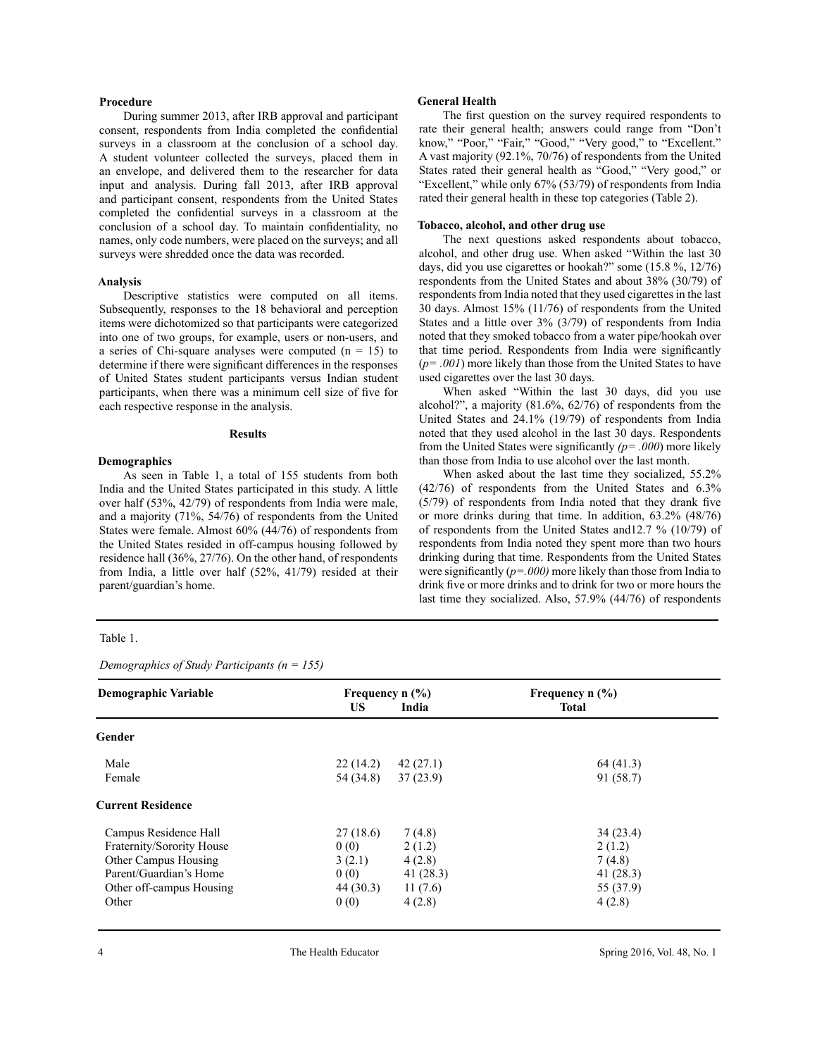### Procedure

During summer 2013, after IRB approval and participant consent, respondents from India completed the confidential surveys in a classroom at the conclusion of a school day. A student volunteer collected the surveys, placed them in an envelope, and delivered them to the researcher for data input and analysis. During fall 2013, after IRB approval and participant consent, respondents from the United States completed the confidential surveys in a classroom at the conclusion of a school day. To maintain confidentiality, no names, only code numbers, were placed on the surveys; and all surveys were shredded once the data was recorded.

### Analysis

Descriptive statistics were computed on all items. Subsequently, responses to the 18 behavioral and perception items were dichotomized so that participants were categorized into one of two groups, for example, users or non-users, and a series of Chi-square analyses were computed ($n = 15$) to determine if there were significant differences in the responses of United States student participants versus Indian student participants, when there was a minimum cell size of five for each respective response in the analysis.

## Results

### Demographics

As seen in Table 1, a total of 155 students from both India and the United States participated in this study. A little over half (53%, 42/79) of respondents from India were male, and a majority (71%, 54/76) of respondents from the United States were female. Almost 60% (44/76) of respondents from the United States resided in off-campus housing followed by residence hall (36%, 27/76). On the other hand, of respondents from India, a little over half (52%, 41/79) resided at their parent/guardian's home.

### General Health

The first question on the survey required respondents to rate their general health; answers could range from "Don't know," "Poor," "Fair," "Good," "Very good," to "Excellent." A vast majority (92.1%, 70/76) of respondents from the United States rated their general health as "Good," "Very good," or "Excellent," while only 67% (53/79) of respondents from India rated their general health in these top categories (Table 2).

### Tobacco, alcohol, and other drug use

The next questions asked respondents about tobacco, alcohol, and other drug use. When asked "Within the last 30 days, did you use cigarettes or hookah?" some (15.8 %, 12/76) respondents from the United States and about 38% (30/79) of respondents from India noted that they used cigarettes in the last 30 days. Almost 15% (11/76) of respondents from the United States and a little over 3% (3/79) of respondents from India noted that they smoked tobacco from a water pipe/hookah over that time period. Respondents from India were significantly (*p= .001*) more likely than those from the United States to have used cigarettes over the last 30 days.

When asked "Within the last 30 days, did you use alcohol?", a majority (81.6%, 62/76) of respondents from the United States and 24.1% (19/79) of respondents from India noted that they used alcohol in the last 30 days. Respondents from the United States were significantly *(p= .000*) more likely than those from India to use alcohol over the last month.

When asked about the last time they socialized, 55.2% (42/76) of respondents from the United States and 6.3% (5/79) of respondents from India noted that they drank five or more drinks during that time. In addition, 63.2% (48/76) of respondents from the United States and12.7 % (10/79) of respondents from India noted they spent more than two hours drinking during that time. Respondents from the United States were significantly (*p=.000)* more likely than those from India to drink five or more drinks and to drink for two or more hours the last time they socialized. Also, 57.9% (44/76) of respondents

Table 1.

*Demographics of Study Participants (n = 155)*

| Demographic Variable | Frequency n (%) US | Frequency n (%) India | Frequency n (%) Total |
|---|---|---|---|
| **Gender** | | | |
| Male | 22 (14.2) | 42 (27.1) | 64 (41.3) |
| Female | 54 (34.8) | 37 (23.9) | 91 (58.7) |
| **Current Residence** | | | |
| Campus Residence Hall | 27 (18.6) | 7 (4.8) | 34 (23.4) |
| Fraternity/Sorority House | 0 (0) | 2 (1.2) | 2 (1.2) |
| Other Campus Housing | 3 (2.1) | 4 (2.8) | 7 (4.8) |
| Parent/Guardian's Home | 0 (0) | 41 (28.3) | 41 (28.3) |
| Other off-campus Housing | 44 (30.3) | 11 (7.6) | 55 (37.9) |
| Other | 0 (0) | 4 (2.8) | 4 (2.8) |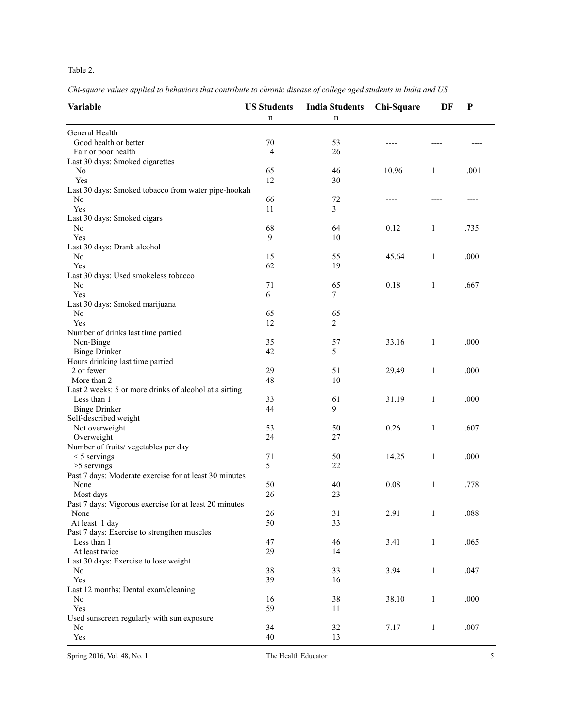Table 2.

*Chi-square values applied to behaviors that contribute to chronic disease of college aged students in India and US*

| Variable | US Students n | India Students n | Chi-Square | DF | P |
|---|---|---|---|---|---|
| General Health | | | | | |
| Good health or better | 70 | 53 | ---- | ---- | ---- |
| Fair or poor health | 4 | 26 | | | |
| Last 30 days: Smoked cigarettes | | | | | |
| No | 65 | 46 | 10.96 | 1 | .001 |
| Yes | 12 | 30 | | | |
| Last 30 days: Smoked tobacco from water pipe-hookah | | | | | |
| No | 66 | 72 | ---- | ---- | ---- |
| Yes | 11 | 3 | | | |
| Last 30 days: Smoked cigars | | | | | |
| No | 68 | 64 | 0.12 | 1 | .735 |
| Yes | 9 | 10 | | | |
| Last 30 days: Drank alcohol | | | | | |
| No | 15 | 55 | 45.64 | 1 | .000 |
| Yes | 62 | 19 | | | |
| Last 30 days: Used smokeless tobacco | | | | | |
| No | 71 | 65 | 0.18 | 1 | .667 |
| Yes | 6 | 7 | | | |
| Last 30 days: Smoked marijuana | | | | | |
| No | 65 | 65 | ---- | ---- | ---- |
| Yes | 12 | 2 | | | |
| Number of drinks last time partied | | | | | |
| Non-Binge | 35 | 57 | 33.16 | 1 | .000 |
| Binge Drinker | 42 | 5 | | | |
| Hours drinking last time partied | | | | | |
| 2 or fewer | 29 | 51 | 29.49 | 1 | .000 |
| More than 2 | 48 | 10 | | | |
| Last 2 weeks: 5 or more drinks of alcohol at a sitting | | | | | |
| Less than 1 | 33 | 61 | 31.19 | 1 | .000 |
| Binge Drinker | 44 | 9 | | | |
| Self-described weight | | | | | |
| Not overweight | 53 | 50 | 0.26 | 1 | .607 |
| Overweight | 24 | 27 | | | |
| Number of fruits/ vegetables per day | | | | | |
| < 5 servings | 71 | 50 | 14.25 | 1 | .000 |
| >5 servings | 5 | 22 | | | |
| Past 7 days: Moderate exercise for at least 30 minutes | | | | | |
| None | 50 | 40 | 0.08 | 1 | .778 |
| Most days | 26 | 23 | | | |
| Past 7 days: Vigorous exercise for at least 20 minutes | | | | | |
| None | 26 | 31 | 2.91 | 1 | .088 |
| At least 1 day | 50 | 33 | | | |
| Past 7 days: Exercise to strengthen muscles | | | | | |
| Less than 1 | 47 | 46 | 3.41 | 1 | .065 |
| At least twice | 29 | 14 | | | |
| Last 30 days: Exercise to lose weight | | | | | |
| No | 38 | 33 | 3.94 | 1 | .047 |
| Yes | 39 | 16 | | | |
| Last 12 months: Dental exam/cleaning | | | | | |
| No | 16 | 38 | 38.10 | 1 | .000 |
| Yes | 59 | 11 | | | |
| Used sunscreen regularly with sun exposure | | | | | |
| No | 34 | 32 | 7.17 | 1 | .007 |
| Yes | 40 | 13 | | | |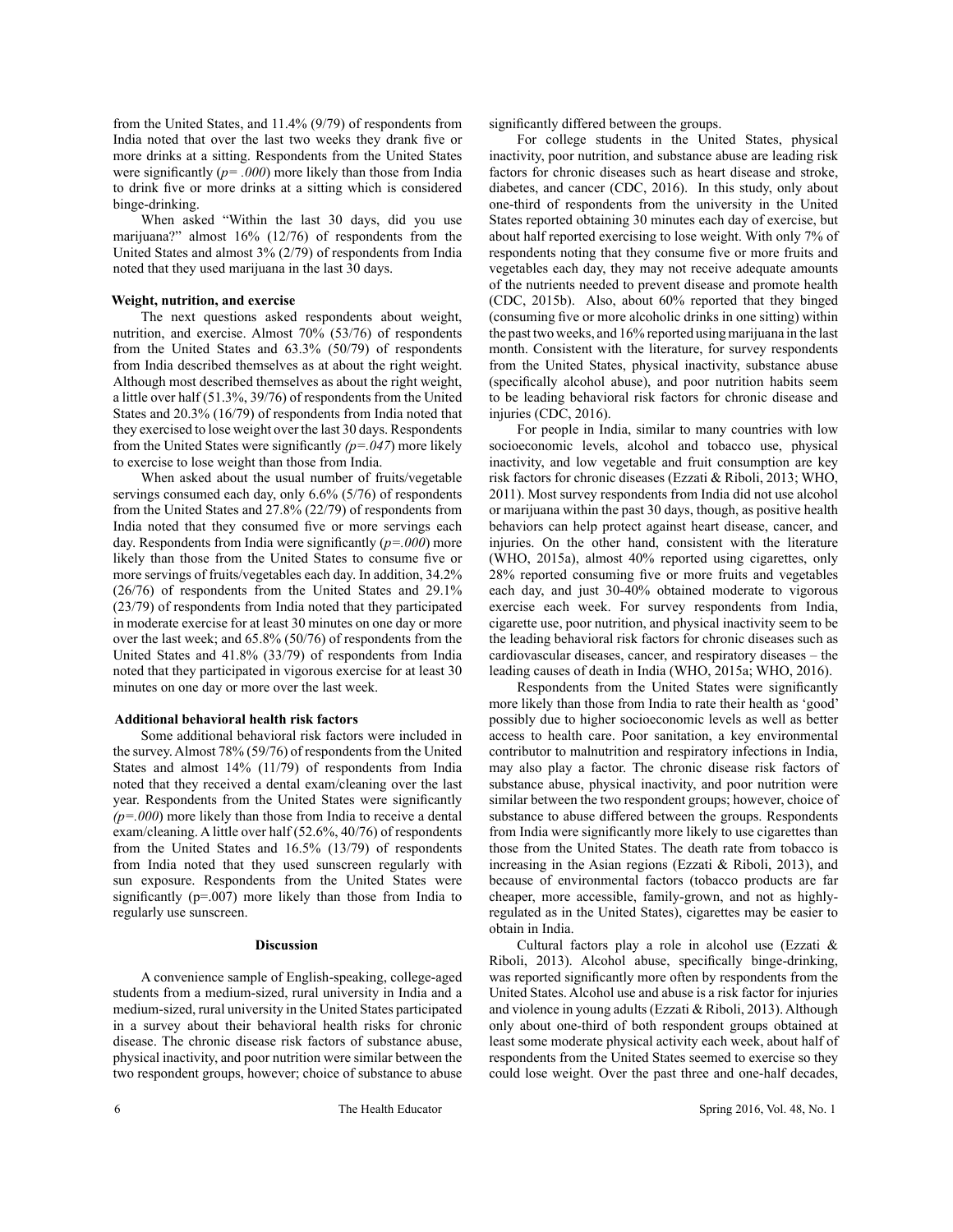from the United States, and 11.4% (9/79) of respondents from India noted that over the last two weeks they drank five or more drinks at a sitting. Respondents from the United States were significantly (*$p = .000$*) more likely than those from India to drink five or more drinks at a sitting which is considered binge-drinking.

When asked "Within the last 30 days, did you use marijuana?" almost 16% (12/76) of respondents from the United States and almost 3% (2/79) of respondents from India noted that they used marijuana in the last 30 days.

### Weight, nutrition, and exercise

The next questions asked respondents about weight, nutrition, and exercise. Almost 70% (53/76) of respondents from the United States and 63.3% (50/79) of respondents from India described themselves as at about the right weight. Although most described themselves as about the right weight, a little over half (51.3%, 39/76) of respondents from the United States and 20.3% (16/79) of respondents from India noted that they exercised to lose weight over the last 30 days. Respondents from the United States were significantly (*$p = .047$*) more likely to exercise to lose weight than those from India.

When asked about the usual number of fruits/vegetable servings consumed each day, only 6.6% (5/76) of respondents from the United States and 27.8% (22/79) of respondents from India noted that they consumed five or more servings each day. Respondents from India were significantly (*$p = .000$*) more likely than those from the United States to consume five or more servings of fruits/vegetables each day. In addition, 34.2% (26/76) of respondents from the United States and 29.1% (23/79) of respondents from India noted that they participated in moderate exercise for at least 30 minutes on one day or more over the last week; and 65.8% (50/76) of respondents from the United States and 41.8% (33/79) of respondents from India noted that they participated in vigorous exercise for at least 30 minutes on one day or more over the last week.

### Additional behavioral health risk factors

Some additional behavioral risk factors were included in the survey. Almost 78% (59/76) of respondents from the United States and almost 14% (11/79) of respondents from India noted that they received a dental exam/cleaning over the last year. Respondents from the United States were significantly (*$p = .000$*) more likely than those from India to receive a dental exam/cleaning. A little over half (52.6%, 40/76) of respondents from the United States and 16.5% (13/79) of respondents from India noted that they used sunscreen regularly with sun exposure. Respondents from the United States were significantly ($p = .007$) more likely than those from India to regularly use sunscreen.

## Discussion

A convenience sample of English-speaking, college-aged students from a medium-sized, rural university in India and a medium-sized, rural university in the United States participated in a survey about their behavioral health risks for chronic disease. The chronic disease risk factors of substance abuse, physical inactivity, and poor nutrition were similar between the two respondent groups, however; choice of substance to abuse significantly differed between the groups.

For college students in the United States, physical inactivity, poor nutrition, and substance abuse are leading risk factors for chronic diseases such as heart disease and stroke, diabetes, and cancer (CDC, 2016). In this study, only about one-third of respondents from the university in the United States reported obtaining 30 minutes each day of exercise, but about half reported exercising to lose weight. With only 7% of respondents noting that they consume five or more fruits and vegetables each day, they may not receive adequate amounts of the nutrients needed to prevent disease and promote health (CDC, 2015b). Also, about 60% reported that they binged (consuming five or more alcoholic drinks in one sitting) within the past two weeks, and 16% reported using marijuana in the last month. Consistent with the literature, for survey respondents from the United States, physical inactivity, substance abuse (specifically alcohol abuse), and poor nutrition habits seem to be leading behavioral risk factors for chronic disease and injuries (CDC, 2016).

For people in India, similar to many countries with low socioeconomic levels, alcohol and tobacco use, physical inactivity, and low vegetable and fruit consumption are key risk factors for chronic diseases (Ezzati & Riboli, 2013; WHO, 2011). Most survey respondents from India did not use alcohol or marijuana within the past 30 days, though, as positive health behaviors can help protect against heart disease, cancer, and injuries. On the other hand, consistent with the literature (WHO, 2015a), almost 40% reported using cigarettes, only 28% reported consuming five or more fruits and vegetables each day, and just 30-40% obtained moderate to vigorous exercise each week. For survey respondents from India, cigarette use, poor nutrition, and physical inactivity seem to be the leading behavioral risk factors for chronic diseases such as cardiovascular diseases, cancer, and respiratory diseases – the leading causes of death in India (WHO, 2015a; WHO, 2016).

Respondents from the United States were significantly more likely than those from India to rate their health as 'good' possibly due to higher socioeconomic levels as well as better access to health care. Poor sanitation, a key environmental contributor to malnutrition and respiratory infections in India, may also play a factor. The chronic disease risk factors of substance abuse, physical inactivity, and poor nutrition were similar between the two respondent groups; however, choice of substance to abuse differed between the groups. Respondents from India were significantly more likely to use cigarettes than those from the United States. The death rate from tobacco is increasing in the Asian regions (Ezzati & Riboli, 2013), and because of environmental factors (tobacco products are far cheaper, more accessible, family-grown, and not as highly-regulated as in the United States), cigarettes may be easier to obtain in India.

Cultural factors play a role in alcohol use (Ezzati & Riboli, 2013). Alcohol abuse, specifically binge-drinking, was reported significantly more often by respondents from the United States. Alcohol use and abuse is a risk factor for injuries and violence in young adults (Ezzati & Riboli, 2013). Although only about one-third of both respondent groups obtained at least some moderate physical activity each week, about half of respondents from the United States seemed to exercise so they could lose weight. Over the past three and one-half decades,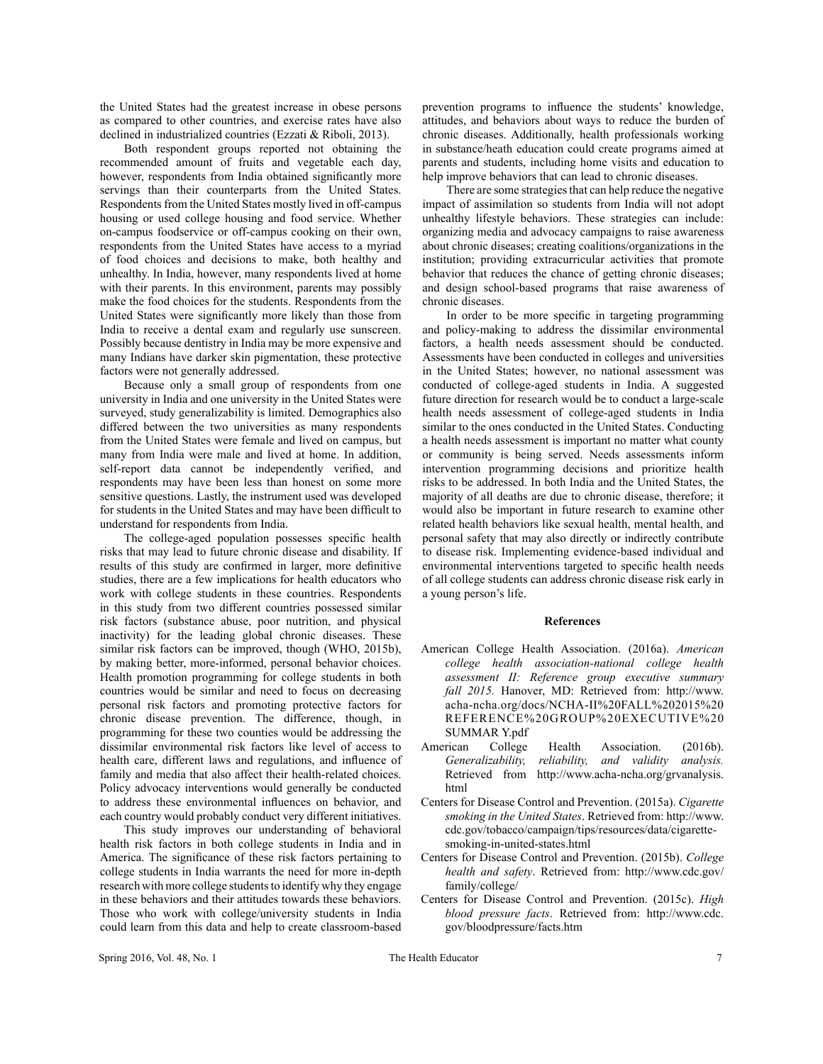the United States had the greatest increase in obese persons as compared to other countries, and exercise rates have also declined in industrialized countries (Ezzati & Riboli, 2013).

Both respondent groups reported not obtaining the recommended amount of fruits and vegetable each day, however, respondents from India obtained significantly more servings than their counterparts from the United States. Respondents from the United States mostly lived in off-campus housing or used college housing and food service. Whether on-campus foodservice or off-campus cooking on their own, respondents from the United States have access to a myriad of food choices and decisions to make, both healthy and unhealthy. In India, however, many respondents lived at home with their parents. In this environment, parents may possibly make the food choices for the students. Respondents from the United States were significantly more likely than those from India to receive a dental exam and regularly use sunscreen. Possibly because dentistry in India may be more expensive and many Indians have darker skin pigmentation, these protective factors were not generally addressed.

Because only a small group of respondents from one university in India and one university in the United States were surveyed, study generalizability is limited. Demographics also differed between the two universities as many respondents from the United States were female and lived on campus, but many from India were male and lived at home. In addition, self-report data cannot be independently verified, and respondents may have been less than honest on some more sensitive questions. Lastly, the instrument used was developed for students in the United States and may have been difficult to understand for respondents from India.

The college-aged population possesses specific health risks that may lead to future chronic disease and disability. If results of this study are confirmed in larger, more definitive studies, there are a few implications for health educators who work with college students in these countries. Respondents in this study from two different countries possessed similar risk factors (substance abuse, poor nutrition, and physical inactivity) for the leading global chronic diseases. These similar risk factors can be improved, though (WHO, 2015b), by making better, more-informed, personal behavior choices. Health promotion programming for college students in both countries would be similar and need to focus on decreasing personal risk factors and promoting protective factors for chronic disease prevention. The difference, though, in programming for these two counties would be addressing the dissimilar environmental risk factors like level of access to health care, different laws and regulations, and influence of family and media that also affect their health-related choices. Policy advocacy interventions would generally be conducted to address these environmental influences on behavior, and each country would probably conduct very different initiatives.

This study improves our understanding of behavioral health risk factors in both college students in India and in America. The significance of these risk factors pertaining to college students in India warrants the need for more in-depth research with more college students to identify why they engage in these behaviors and their attitudes towards these behaviors. Those who work with college/university students in India could learn from this data and help to create classroom-based prevention programs to influence the students' knowledge, attitudes, and behaviors about ways to reduce the burden of chronic diseases. Additionally, health professionals working in substance/heath education could create programs aimed at parents and students, including home visits and education to help improve behaviors that can lead to chronic diseases.

There are some strategies that can help reduce the negative impact of assimilation so students from India will not adopt unhealthy lifestyle behaviors. These strategies can include: organizing media and advocacy campaigns to raise awareness about chronic diseases; creating coalitions/organizations in the institution; providing extracurricular activities that promote behavior that reduces the chance of getting chronic diseases; and design school-based programs that raise awareness of chronic diseases.

In order to be more specific in targeting programming and policy-making to address the dissimilar environmental factors, a health needs assessment should be conducted. Assessments have been conducted in colleges and universities in the United States; however, no national assessment was conducted of college-aged students in India. A suggested future direction for research would be to conduct a large-scale health needs assessment of college-aged students in India similar to the ones conducted in the United States. Conducting a health needs assessment is important no matter what county or community is being served. Needs assessments inform intervention programming decisions and prioritize health risks to be addressed. In both India and the United States, the majority of all deaths are due to chronic disease, therefore; it would also be important in future research to examine other related health behaviors like sexual health, mental health, and personal safety that may also directly or indirectly contribute to disease risk. Implementing evidence-based individual and environmental interventions targeted to specific health needs of all college students can address chronic disease risk early in a young person's life.

## References

American College Health Association. (2016a). *American college health association-national college health assessment II: Reference group executive summary fall 2015.* Hanover, MD: Retrieved from: http://www.acha-ncha.org/docs/NCHA-II%20FALL%202015%20REFERENCE%20GROUP%20EXECUTIVE%20SUMMARY.pdf

American College Health Association. (2016b). *Generalizability, reliability, and validity analysis.* Retrieved from http://www.acha-ncha.org/grvanalysis.html

Centers for Disease Control and Prevention. (2015a). *Cigarette smoking in the United States*. Retrieved from: http://www.cdc.gov/tobacco/campaign/tips/resources/data/cigarette-smoking-in-united-states.html

Centers for Disease Control and Prevention. (2015b). *College health and safety*. Retrieved from: http://www.cdc.gov/family/college/

Centers for Disease Control and Prevention. (2015c). *High blood pressure facts*. Retrieved from: http://www.cdc.gov/bloodpressure/facts.htm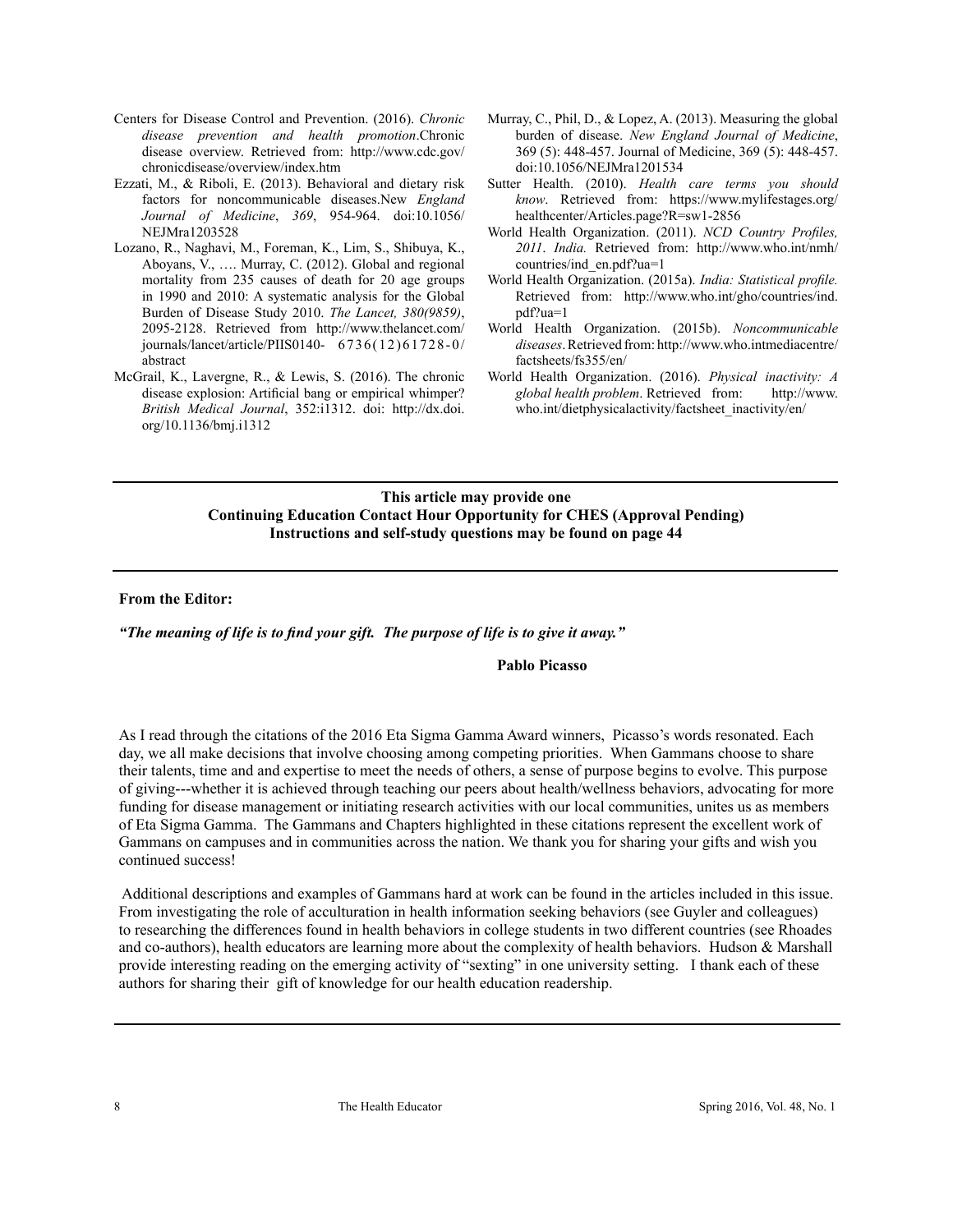Centers for Disease Control and Prevention. (2016). *Chronic disease prevention and health promotion*.Chronic disease overview. Retrieved from: http://www.cdc.gov/chronicdisease/overview/index.htm

Ezzati, M., & Riboli, E. (2013). Behavioral and dietary risk factors for noncommunicable diseases.New *England Journal of Medicine*, *369*, 954-964. doi:10.1056/NEJMra1203528

Lozano, R., Naghavi, M., Foreman, K., Lim, S., Shibuya, K., Aboyans, V., …. Murray, C. (2012). Global and regional mortality from 235 causes of death for 20 age groups in 1990 and 2010: A systematic analysis for the Global Burden of Disease Study 2010. *The Lancet, 380(9859)*, 2095-2128. Retrieved from http://www.thelancet.com/journals/lancet/article/PIIS0140- 6736(12)61728-0/abstract

McGrail, K., Lavergne, R., & Lewis, S. (2016). The chronic disease explosion: Artificial bang or empirical whimper? *British Medical Journal*, 352:i1312. doi: http://dx.doi.org/10.1136/bmj.i1312

Murray, C., Phil, D., & Lopez, A. (2013). Measuring the global burden of disease. *New England Journal of Medicine*, 369 (5): 448-457. Journal of Medicine, 369 (5): 448-457. doi:10.1056/NEJMra1201534

Sutter Health. (2010). *Health care terms you should know*. Retrieved from: https://www.mylifestages.org/healthcenter/Articles.page?R=sw1-2856

World Health Organization. (2011). *NCD Country Profiles, 2011. India.* Retrieved from: http://www.who.int/nmh/countries/ind_en.pdf?ua=1

World Health Organization. (2015a). *India: Statistical profile.* Retrieved from: http://www.who.int/gho/countries/ind.pdf?ua=1

World Health Organization. (2015b). *Noncommunicable diseases*. Retrieved from: http://www.who.intmediacentre/factsheets/fs355/en/

World Health Organization. (2016). *Physical inactivity: A global health problem*. Retrieved from: http://www.who.int/dietphysicalactivity/factsheet_inactivity/en/

---

**This article may provide one**
**Continuing Education Contact Hour Opportunity for CHES (Approval Pending)**
**Instructions and self-study questions may be found on page 44**

---

**From the Editor:**

***"The meaning of life is to find your gift. The purpose of life is to give it away."***

**Pablo Picasso**

As I read through the citations of the 2016 Eta Sigma Gamma Award winners, Picasso's words resonated. Each day, we all make decisions that involve choosing among competing priorities. When Gammans choose to share their talents, time and and expertise to meet the needs of others, a sense of purpose begins to evolve. This purpose of giving---whether it is achieved through teaching our peers about health/wellness behaviors, advocating for more funding for disease management or initiating research activities with our local communities, unites us as members of Eta Sigma Gamma. The Gammans and Chapters highlighted in these citations represent the excellent work of Gammans on campuses and in communities across the nation. We thank you for sharing your gifts and wish you continued success!

Additional descriptions and examples of Gammans hard at work can be found in the articles included in this issue. From investigating the role of acculturation in health information seeking behaviors (see Guyler and colleagues) to researching the differences found in health behaviors in college students in two different countries (see Rhoades and co-authors), health educators are learning more about the complexity of health behaviors. Hudson & Marshall provide interesting reading on the emerging activity of "sexting" in one university setting. I thank each of these authors for sharing their gift of knowledge for our health education readership.